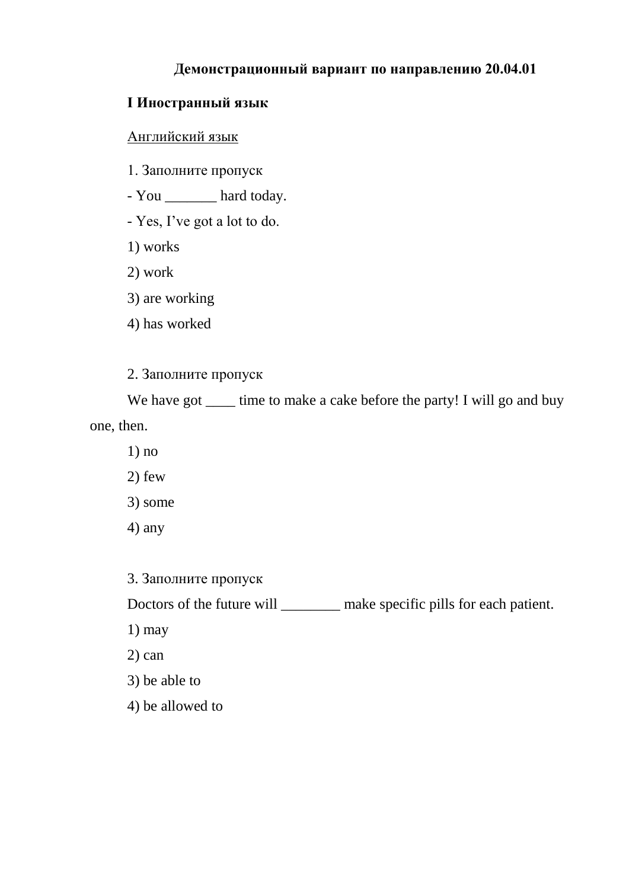**Демонстрационный вариант по направлению 20.04.01**

**I Иностранный язык**

Английский язык

1. Заполните пропуск

- You _______ hard today.

- Yes, I've got a lot to do.

1) works

2) work

3) are working

4) has worked

2. Заполните пропуск

We have got ____ time to make a cake before the party! I will go and buy one, then.

1) no

2) few

3) some

4) any

3. Заполните пропуск

Doctors of the future will ________ make specific pills for each patient.

1) may

2) can

3) be able to

4) be allowed to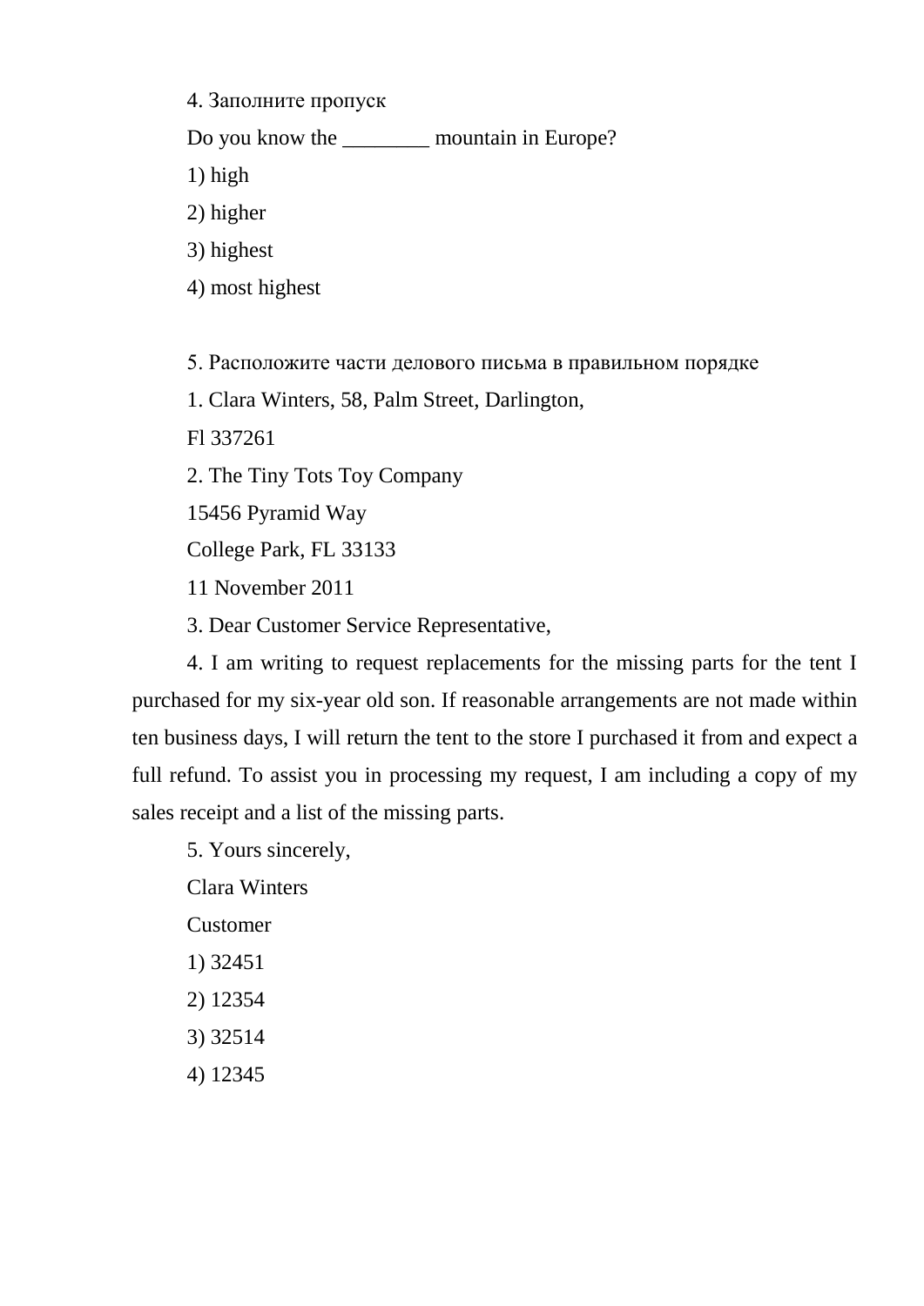4. Заполните пропуск

Do you know the ________ mountain in Europe?

1) high

2) higher

3) highest

4) most highest

5. Расположите части делового письма в правильном порядке

1. Clara Winters, 58, Palm Street, Darlington,

Fl 337261

2. The Tiny Tots Toy Company

15456 Pyramid Way

College Park, FL 33133

11 November 2011

3. Dear Customer Service Representative,

4. I am writing to request replacements for the missing parts for the tent I purchased for my six-year old son. If reasonable arrangements are not made within ten business days, I will return the tent to the store I purchased it from and expect a full refund. To assist you in processing my request, I am including a copy of my sales receipt and a list of the missing parts.

5. Yours sincerely,

Clara Winters

Customer

1) 32451

2) 12354

3) 32514

4) 12345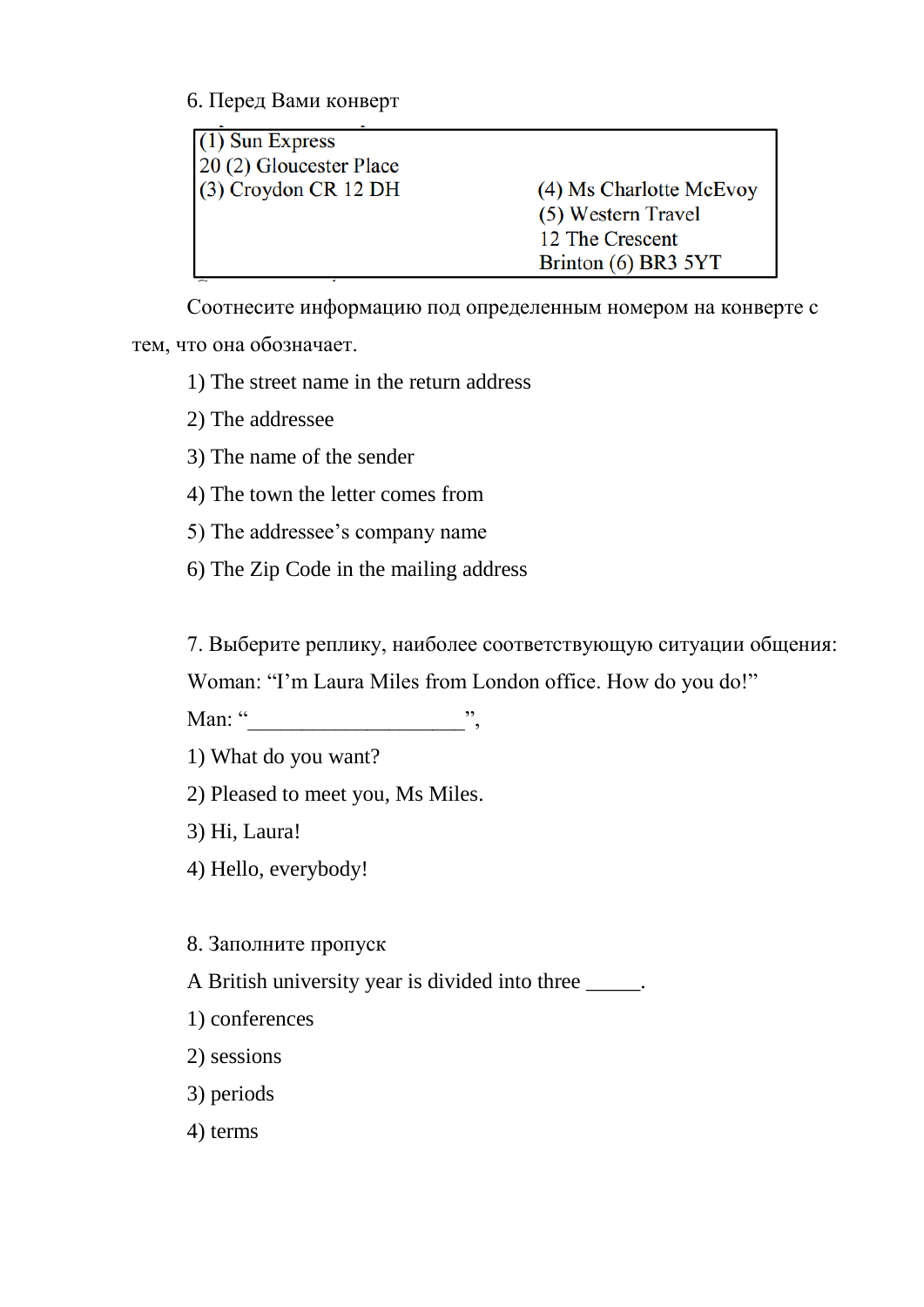6. Перед Вами конверт

| | |
|---|---|
| (1) Sun Express | |
| 20 (2) Gloucester Place | |
| (3) Croydon CR 12 DH | (4) Ms Charlotte McEvoy |
| | (5) Western Travel |
| | 12 The Crescent |
| | Brinton (6) BR3 5YT |

Соотнесите информацию под определенным номером на конверте с тем, что она обозначает.

1) The street name in the return address

2) The addressee

3) The name of the sender

4) The town the letter comes from

5) The addressee's company name

6) The Zip Code in the mailing address

7. Выберите реплику, наиболее соответствующую ситуации общения:

Woman: "I'm Laura Miles from London office. How do you do!"

Man: "____________________",

1) What do you want?

2) Pleased to meet you, Ms Miles.

3) Hi, Laura!

4) Hello, everybody!

8. Заполните пропуск

A British university year is divided into three _____.

1) conferences

2) sessions

3) periods

4) terms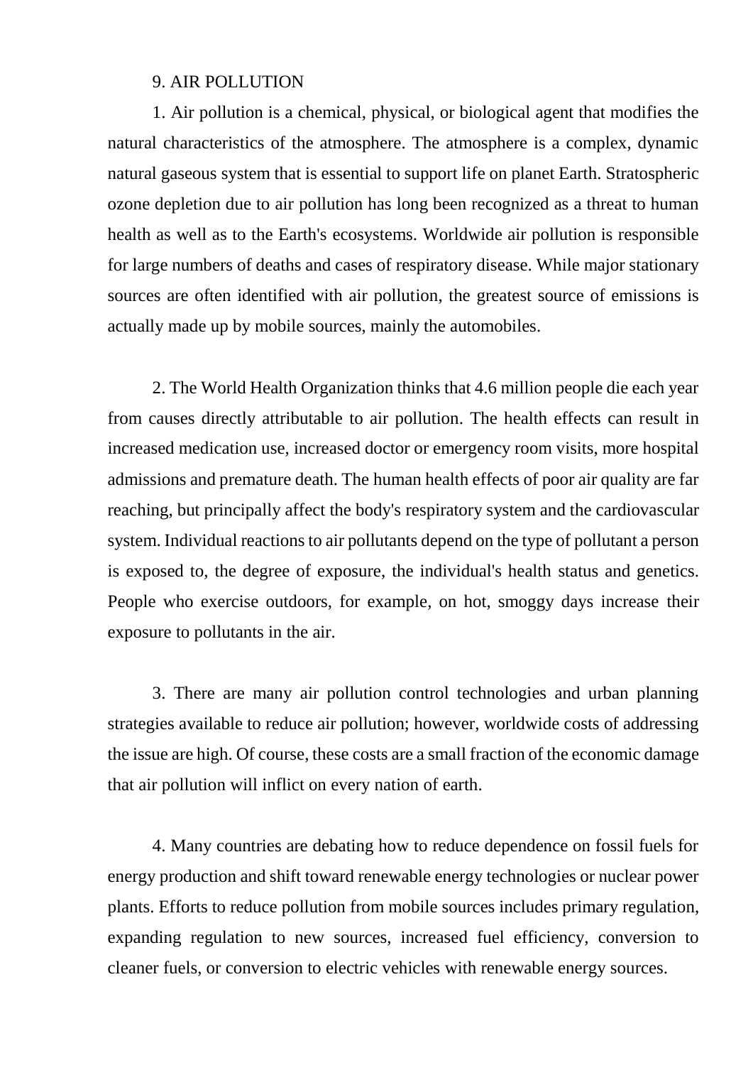## 9. AIR POLLUTION

1. Air pollution is a chemical, physical, or biological agent that modifies the natural characteristics of the atmosphere. The atmosphere is a complex, dynamic natural gaseous system that is essential to support life on planet Earth. Stratospheric ozone depletion due to air pollution has long been recognized as a threat to human health as well as to the Earth's ecosystems. Worldwide air pollution is responsible for large numbers of deaths and cases of respiratory disease. While major stationary sources are often identified with air pollution, the greatest source of emissions is actually made up by mobile sources, mainly the automobiles.

2. The World Health Organization thinks that 4.6 million people die each year from causes directly attributable to air pollution. The health effects can result in increased medication use, increased doctor or emergency room visits, more hospital admissions and premature death. The human health effects of poor air quality are far reaching, but principally affect the body's respiratory system and the cardiovascular system. Individual reactions to air pollutants depend on the type of pollutant a person is exposed to, the degree of exposure, the individual's health status and genetics. People who exercise outdoors, for example, on hot, smoggy days increase their exposure to pollutants in the air.

3. There are many air pollution control technologies and urban planning strategies available to reduce air pollution; however, worldwide costs of addressing the issue are high. Of course, these costs are a small fraction of the economic damage that air pollution will inflict on every nation of earth.

4. Many countries are debating how to reduce dependence on fossil fuels for energy production and shift toward renewable energy technologies or nuclear power plants. Efforts to reduce pollution from mobile sources includes primary regulation, expanding regulation to new sources, increased fuel efficiency, conversion to cleaner fuels, or conversion to electric vehicles with renewable energy sources.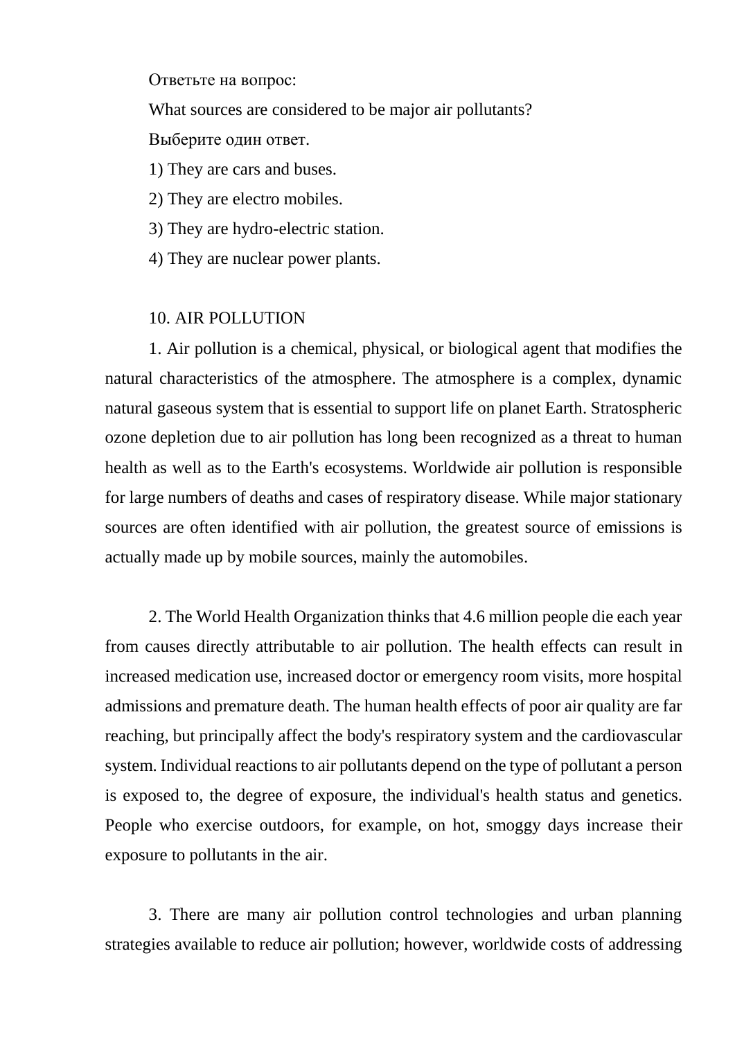Ответьте на вопрос:

What sources are considered to be major air pollutants?

Выберите один ответ.

1) They are cars and buses.

2) They are electro mobiles.

3) They are hydro-electric station.

4) They are nuclear power plants.

## 10. AIR POLLUTION

1. Air pollution is a chemical, physical, or biological agent that modifies the natural characteristics of the atmosphere. The atmosphere is a complex, dynamic natural gaseous system that is essential to support life on planet Earth. Stratospheric ozone depletion due to air pollution has long been recognized as a threat to human health as well as to the Earth's ecosystems. Worldwide air pollution is responsible for large numbers of deaths and cases of respiratory disease. While major stationary sources are often identified with air pollution, the greatest source of emissions is actually made up by mobile sources, mainly the automobiles.

2. The World Health Organization thinks that 4.6 million people die each year from causes directly attributable to air pollution. The health effects can result in increased medication use, increased doctor or emergency room visits, more hospital admissions and premature death. The human health effects of poor air quality are far reaching, but principally affect the body's respiratory system and the cardiovascular system. Individual reactions to air pollutants depend on the type of pollutant a person is exposed to, the degree of exposure, the individual's health status and genetics. People who exercise outdoors, for example, on hot, smoggy days increase their exposure to pollutants in the air.

3. There are many air pollution control technologies and urban planning strategies available to reduce air pollution; however, worldwide costs of addressing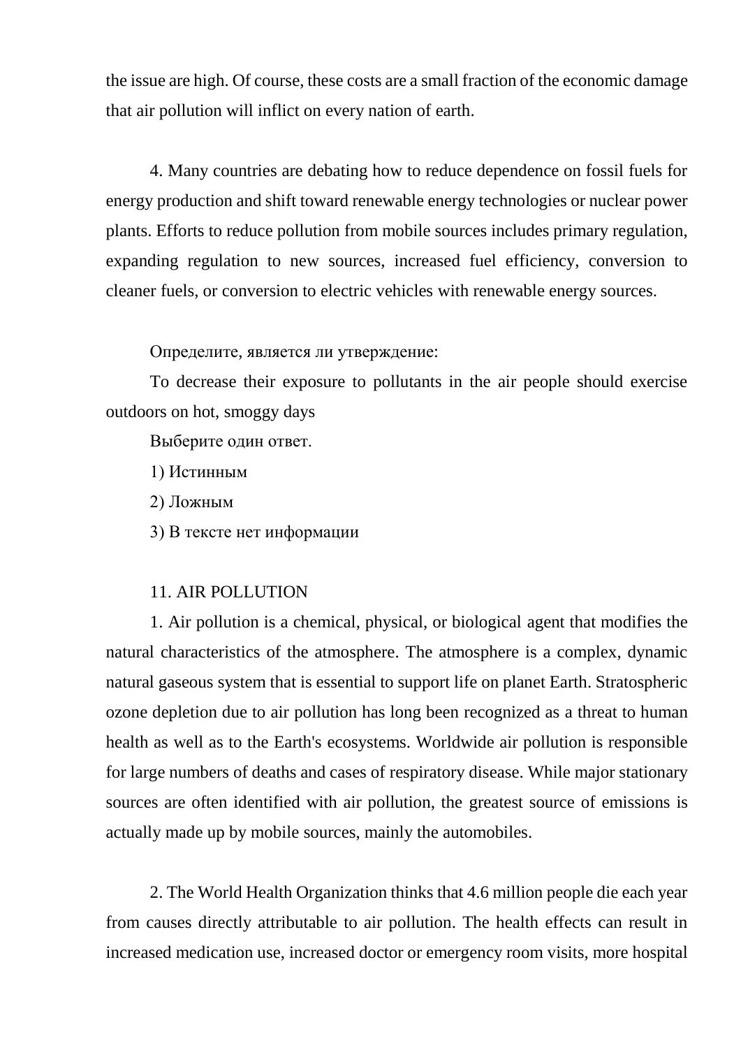the issue are high. Of course, these costs are a small fraction of the economic damage that air pollution will inflict on every nation of earth.

4. Many countries are debating how to reduce dependence on fossil fuels for energy production and shift toward renewable energy technologies or nuclear power plants. Efforts to reduce pollution from mobile sources includes primary regulation, expanding regulation to new sources, increased fuel efficiency, conversion to cleaner fuels, or conversion to electric vehicles with renewable energy sources.

Определите, является ли утверждение:

To decrease their exposure to pollutants in the air people should exercise outdoors on hot, smoggy days

Выберите один ответ.

1) Истинным

2) Ложным

3) В тексте нет информации

## 11. AIR POLLUTION

1. Air pollution is a chemical, physical, or biological agent that modifies the natural characteristics of the atmosphere. The atmosphere is a complex, dynamic natural gaseous system that is essential to support life on planet Earth. Stratospheric ozone depletion due to air pollution has long been recognized as a threat to human health as well as to the Earth's ecosystems. Worldwide air pollution is responsible for large numbers of deaths and cases of respiratory disease. While major stationary sources are often identified with air pollution, the greatest source of emissions is actually made up by mobile sources, mainly the automobiles.

2. The World Health Organization thinks that 4.6 million people die each year from causes directly attributable to air pollution. The health effects can result in increased medication use, increased doctor or emergency room visits, more hospital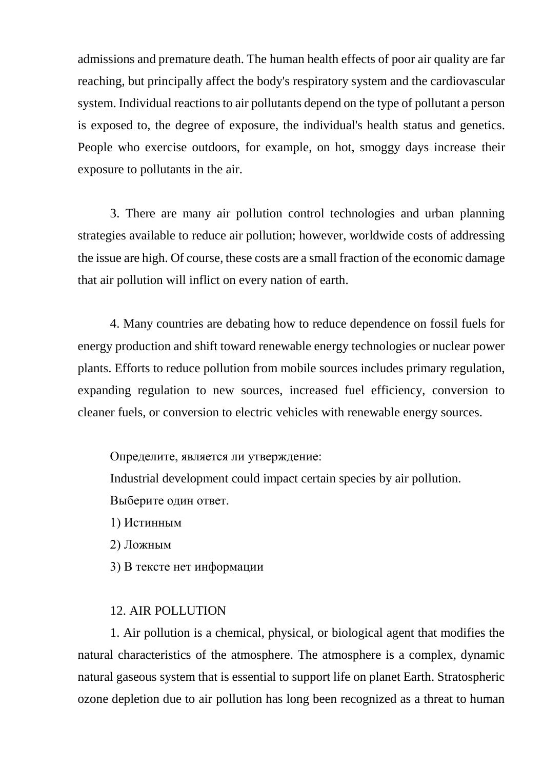admissions and premature death. The human health effects of poor air quality are far reaching, but principally affect the body's respiratory system and the cardiovascular system. Individual reactions to air pollutants depend on the type of pollutant a person is exposed to, the degree of exposure, the individual's health status and genetics. People who exercise outdoors, for example, on hot, smoggy days increase their exposure to pollutants in the air.

3. There are many air pollution control technologies and urban planning strategies available to reduce air pollution; however, worldwide costs of addressing the issue are high. Of course, these costs are a small fraction of the economic damage that air pollution will inflict on every nation of earth.

4. Many countries are debating how to reduce dependence on fossil fuels for energy production and shift toward renewable energy technologies or nuclear power plants. Efforts to reduce pollution from mobile sources includes primary regulation, expanding regulation to new sources, increased fuel efficiency, conversion to cleaner fuels, or conversion to electric vehicles with renewable energy sources.

Определите, является ли утверждение:

Industrial development could impact certain species by air pollution.

Выберите один ответ.

1) Истинным

2) Ложным

3) В тексте нет информации

## 12. AIR POLLUTION

1. Air pollution is a chemical, physical, or biological agent that modifies the natural characteristics of the atmosphere. The atmosphere is a complex, dynamic natural gaseous system that is essential to support life on planet Earth. Stratospheric ozone depletion due to air pollution has long been recognized as a threat to human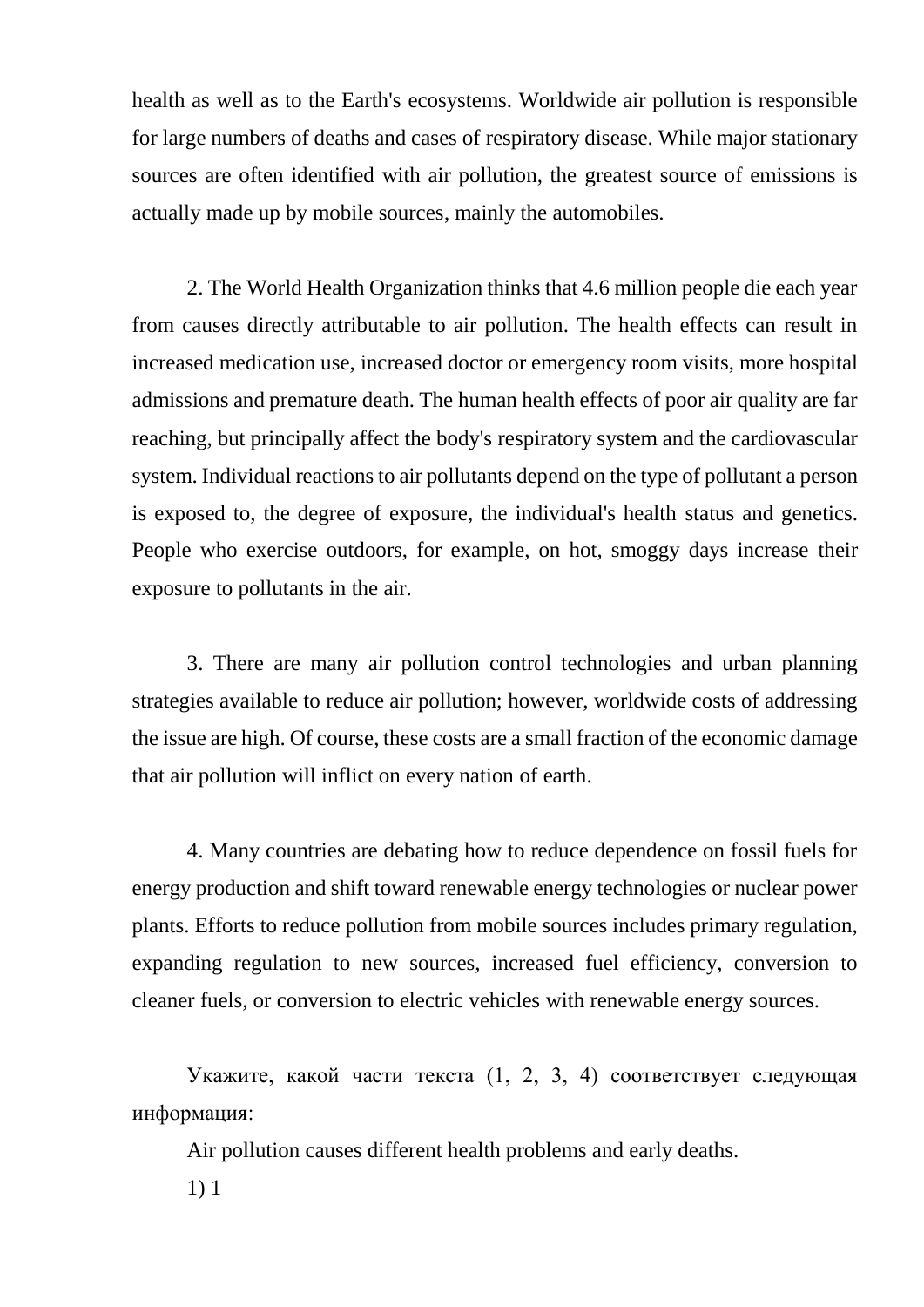health as well as to the Earth's ecosystems. Worldwide air pollution is responsible for large numbers of deaths and cases of respiratory disease. While major stationary sources are often identified with air pollution, the greatest source of emissions is actually made up by mobile sources, mainly the automobiles.

2. The World Health Organization thinks that 4.6 million people die each year from causes directly attributable to air pollution. The health effects can result in increased medication use, increased doctor or emergency room visits, more hospital admissions and premature death. The human health effects of poor air quality are far reaching, but principally affect the body's respiratory system and the cardiovascular system. Individual reactions to air pollutants depend on the type of pollutant a person is exposed to, the degree of exposure, the individual's health status and genetics. People who exercise outdoors, for example, on hot, smoggy days increase their exposure to pollutants in the air.

3. There are many air pollution control technologies and urban planning strategies available to reduce air pollution; however, worldwide costs of addressing the issue are high. Of course, these costs are a small fraction of the economic damage that air pollution will inflict on every nation of earth.

4. Many countries are debating how to reduce dependence on fossil fuels for energy production and shift toward renewable energy technologies or nuclear power plants. Efforts to reduce pollution from mobile sources includes primary regulation, expanding regulation to new sources, increased fuel efficiency, conversion to cleaner fuels, or conversion to electric vehicles with renewable energy sources.

Укажите, какой части текста (1, 2, 3, 4) соответствует следующая информация:

Air pollution causes different health problems and early deaths.

1) 1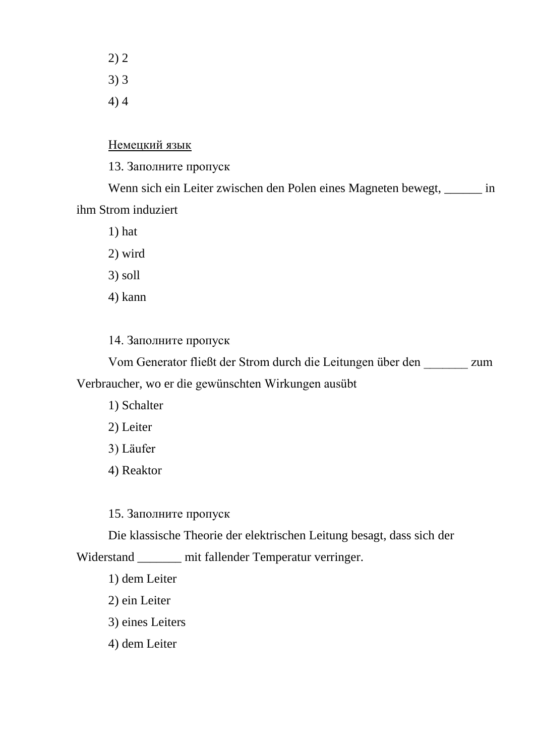2) 2

3) 3

4) 4

Немецкий язык

13. Заполните пропуск

Wenn sich ein Leiter zwischen den Polen eines Magneten bewegt, ______ in ihm Strom induziert

1) hat

2) wird

3) soll

4) kann

14. Заполните пропуск

Vom Generator fließt der Strom durch die Leitungen über den _______ zum Verbraucher, wo er die gewünschten Wirkungen ausübt

1) Schalter

2) Leiter

3) Läufer

4) Reaktor

15. Заполните пропуск

Die klassische Theorie der elektrischen Leitung besagt, dass sich der Widerstand _______ mit fallender Temperatur verringer.

1) dem Leiter

2) ein Leiter

3) eines Leiters

4) dem Leiter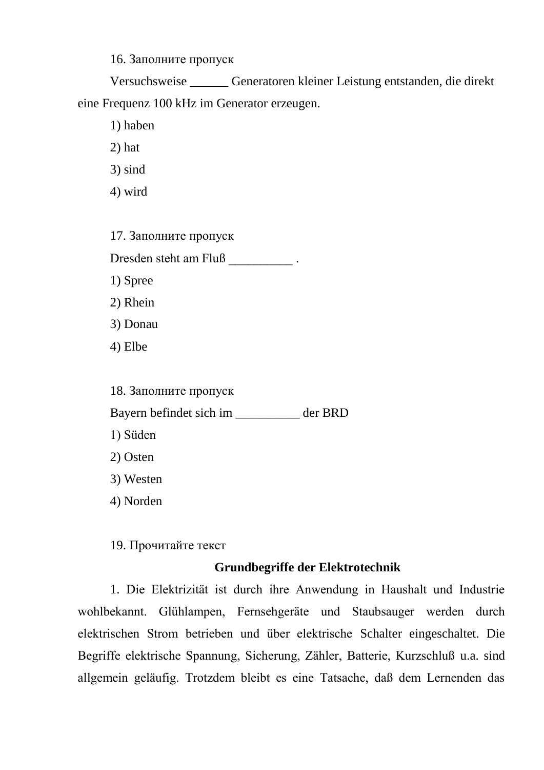16. Заполните пропуск

Versuchsweise ______ Generatoren kleiner Leistung entstanden, die direkt eine Frequenz 100 kHz im Generator erzeugen.

1) haben

2) hat

3) sind

4) wird

17. Заполните пропуск

Dresden steht am Fluß __________ .

1) Spree

2) Rhein

3) Donau

4) Elbe

18. Заполните пропуск

Bayern befindet sich im __________ der BRD

1) Süden

2) Osten

3) Westen

4) Norden

19. Прочитайте текст

**Grundbegriffe der Elektrotechnik**

1. Die Elektrizität ist durch ihre Anwendung in Haushalt und Industrie wohlbekannt. Glühlampen, Fernsehgeräte und Staubsauger werden durch elektrischen Strom betrieben und über elektrische Schalter eingeschaltet. Die Begriffe elektrische Spannung, Sicherung, Zähler, Batterie, Kurzschluß u.a. sind allgemein geläufig. Trotzdem bleibt es eine Tatsache, daß dem Lernenden das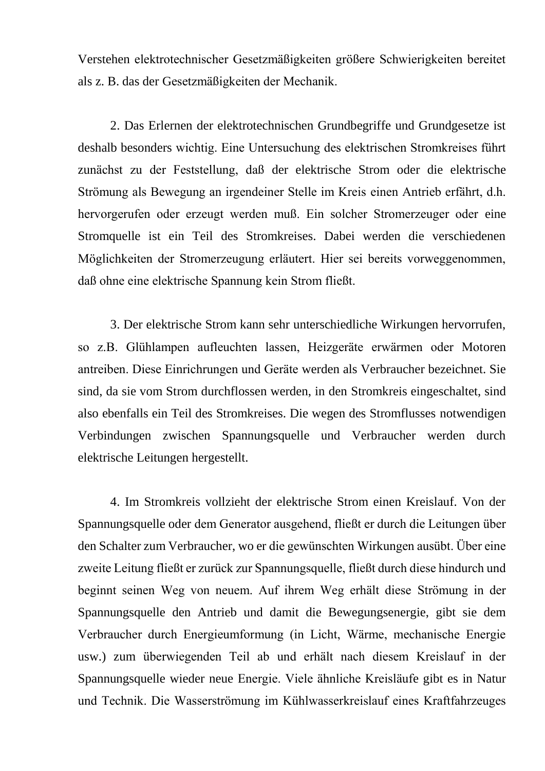Verstehen elektrotechnischer Gesetzmäßigkeiten größere Schwierigkeiten bereitet als z. B. das der Gesetzmäßigkeiten der Mechanik.

2. Das Erlernen der elektrotechnischen Grundbegriffe und Grundgesetze ist deshalb besonders wichtig. Eine Untersuchung des elektrischen Stromkreises führt zunächst zu der Feststellung, daß der elektrische Strom oder die elektrische Strömung als Bewegung an irgendeiner Stelle im Kreis einen Antrieb erfährt, d.h. hervorgerufen oder erzeugt werden muß. Ein solcher Stromerzeuger oder eine Stromquelle ist ein Teil des Stromkreises. Dabei werden die verschiedenen Möglichkeiten der Stromerzeugung erläutert. Hier sei bereits vorweggenommen, daß ohne eine elektrische Spannung kein Strom fließt.

3. Der elektrische Strom kann sehr unterschiedliche Wirkungen hervorrufen, so z.B. Glühlampen aufleuchten lassen, Heizgeräte erwärmen oder Motoren antreiben. Diese Einrichrungen und Geräte werden als Verbraucher bezeichnet. Sie sind, da sie vom Strom durchflossen werden, in den Stromkreis eingeschaltet, sind also ebenfalls ein Teil des Stromkreises. Die wegen des Stromflusses notwendigen Verbindungen zwischen Spannungsquelle und Verbraucher werden durch elektrische Leitungen hergestellt.

4. Im Stromkreis vollzieht der elektrische Strom einen Kreislauf. Von der Spannungsquelle oder dem Generator ausgehend, fließt er durch die Leitungen über den Schalter zum Verbraucher, wo er die gewünschten Wirkungen ausübt. Über eine zweite Leitung fließt er zurück zur Spannungsquelle, fließt durch diese hindurch und beginnt seinen Weg von neuem. Auf ihrem Weg erhält diese Strömung in der Spannungsquelle den Antrieb und damit die Bewegungsenergie, gibt sie dem Verbraucher durch Energieumformung (in Licht, Wärme, mechanische Energie usw.) zum überwiegenden Teil ab und erhält nach diesem Kreislauf in der Spannungsquelle wieder neue Energie. Viele ähnliche Kreisläufe gibt es in Natur und Technik. Die Wasserströmung im Kühlwasserkreislauf eines Kraftfahrzeuges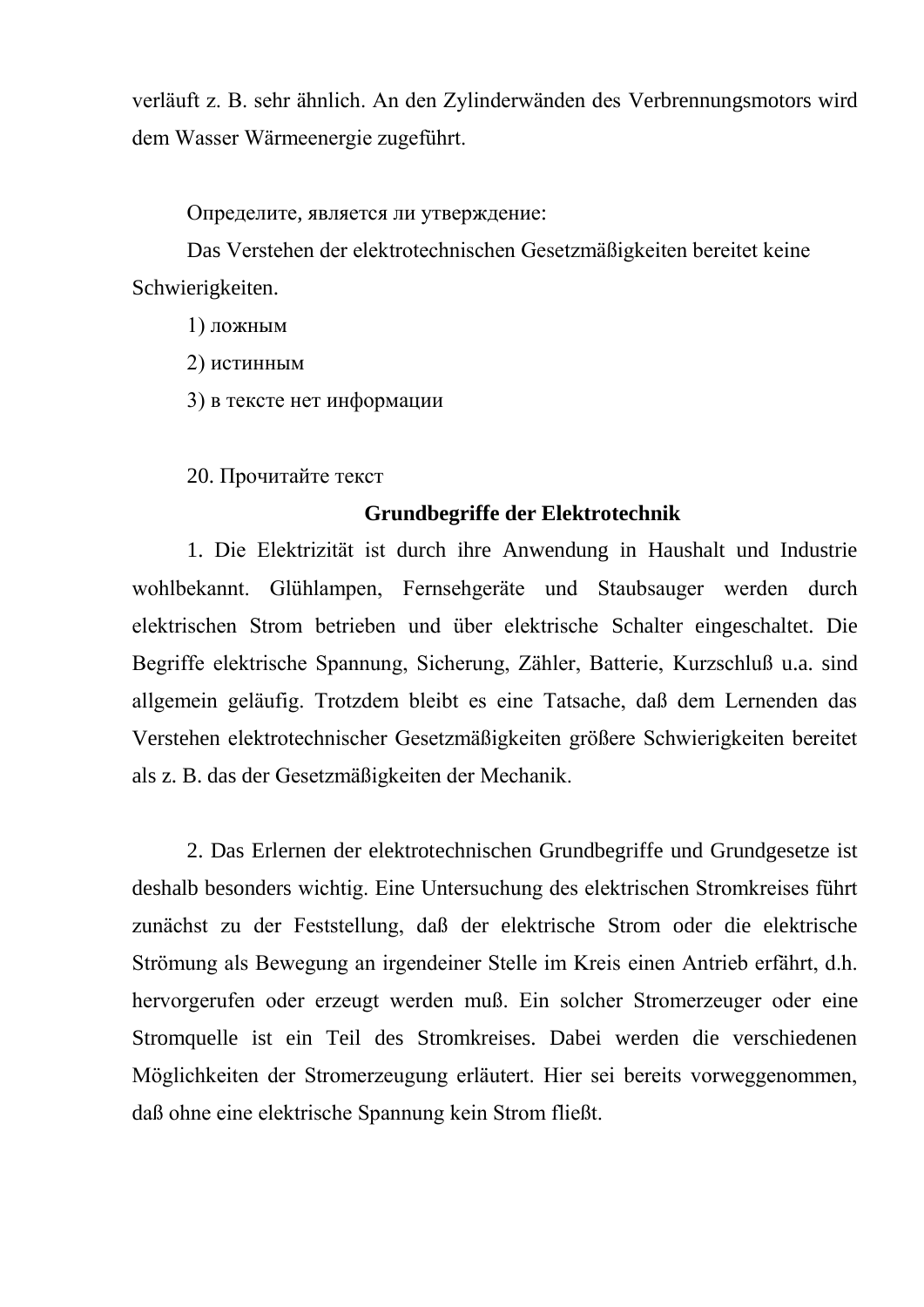verläuft z. B. sehr ähnlich. An den Zylinderwänden des Verbrennungsmotors wird dem Wasser Wärmeenergie zugeführt.

Определите, является ли утверждение:

Das Verstehen der elektrotechnischen Gesetzmäßigkeiten bereitet keine Schwierigkeiten.

1) ложным
2) истинным
3) в тексте нет информации

20. Прочитайте текст

**Grundbegriffe der Elektrotechnik**

1. Die Elektrizität ist durch ihre Anwendung in Haushalt und Industrie wohlbekannt. Glühlampen, Fernsehgeräte und Staubsauger werden durch elektrischen Strom betrieben und über elektrische Schalter eingeschaltet. Die Begriffe elektrische Spannung, Sicherung, Zähler, Batterie, Kurzschluß u.a. sind allgemein geläufig. Trotzdem bleibt es eine Tatsache, daß dem Lernenden das Verstehen elektrotechnischer Gesetzmäßigkeiten größere Schwierigkeiten bereitet als z. B. das der Gesetzmäßigkeiten der Mechanik.

2. Das Erlernen der elektrotechnischen Grundbegriffe und Grundgesetze ist deshalb besonders wichtig. Eine Untersuchung des elektrischen Stromkreises führt zunächst zu der Feststellung, daß der elektrische Strom oder die elektrische Strömung als Bewegung an irgendeiner Stelle im Kreis einen Antrieb erfährt, d.h. hervorgerufen oder erzeugt werden muß. Ein solcher Stromerzeuger oder eine Stromquelle ist ein Teil des Stromkreises. Dabei werden die verschiedenen Möglichkeiten der Stromerzeugung erläutert. Hier sei bereits vorweggenommen, daß ohne eine elektrische Spannung kein Strom fließt.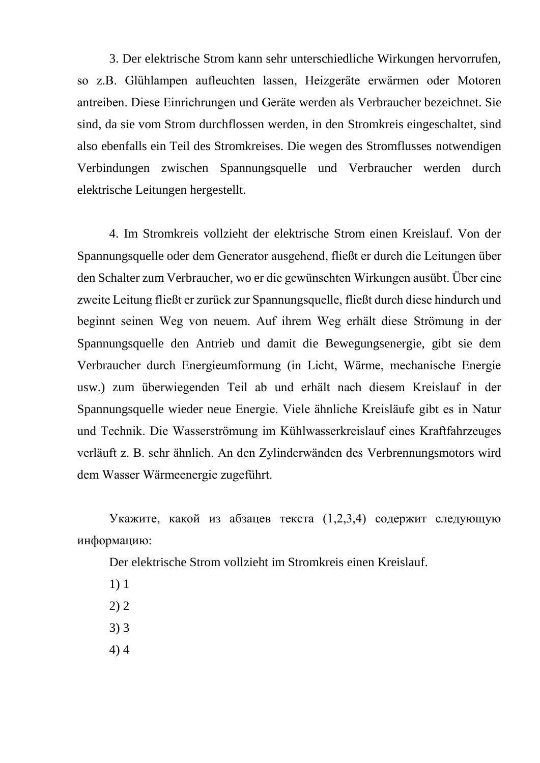3. Der elektrische Strom kann sehr unterschiedliche Wirkungen hervorrufen, so z.B. Glühlampen aufleuchten lassen, Heizgeräte erwärmen oder Motoren antreiben. Diese Einrichrungen und Geräte werden als Verbraucher bezeichnet. Sie sind, da sie vom Strom durchflossen werden, in den Stromkreis eingeschaltet, sind also ebenfalls ein Teil des Stromkreises. Die wegen des Stromflusses notwendigen Verbindungen zwischen Spannungsquelle und Verbraucher werden durch elektrische Leitungen hergestellt.

4. Im Stromkreis vollzieht der elektrische Strom einen Kreislauf. Von der Spannungsquelle oder dem Generator ausgehend, fließt er durch die Leitungen über den Schalter zum Verbraucher, wo er die gewünschten Wirkungen ausübt. Über eine zweite Leitung fließt er zurück zur Spannungsquelle, fließt durch diese hindurch und beginnt seinen Weg von neuem. Auf ihrem Weg erhält diese Strömung in der Spannungsquelle den Antrieb und damit die Bewegungsenergie, gibt sie dem Verbraucher durch Energieumformung (in Licht, Wärme, mechanische Energie usw.) zum überwiegenden Teil ab und erhält nach diesem Kreislauf in der Spannungsquelle wieder neue Energie. Viele ähnliche Kreisläufe gibt es in Natur und Technik. Die Wasserströmung im Kühlwasserkreislauf eines Kraftfahrzeuges verläuft z. B. sehr ähnlich. An den Zylinderwänden des Verbrennungsmotors wird dem Wasser Wärmeenergie zugeführt.

Укажите, какой из абзацев текста (1,2,3,4) содержит следующую информацию:

Der elektrische Strom vollzieht im Stromkreis einen Kreislauf.

1) 1

2) 2

3) 3

4) 4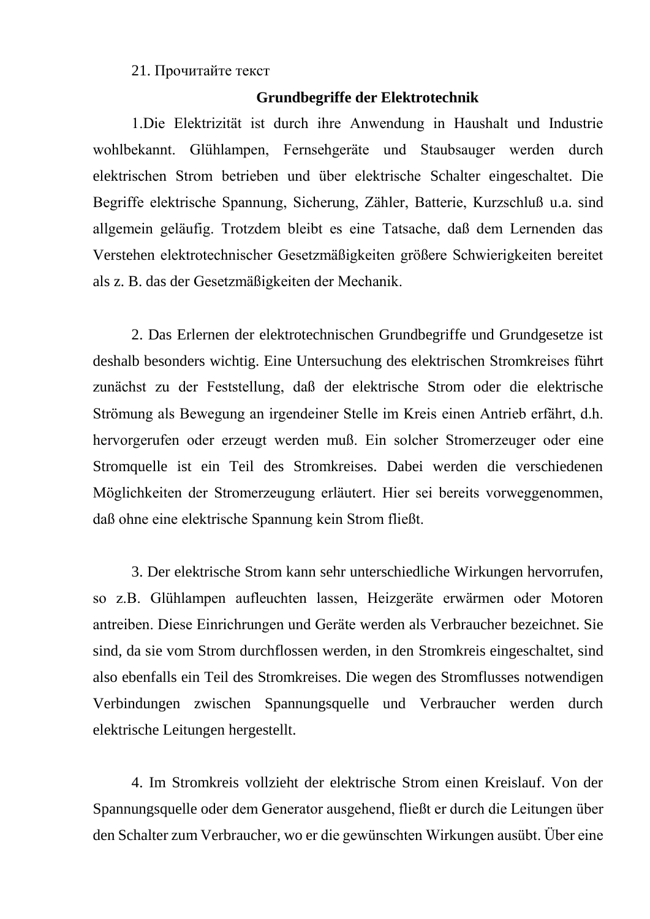21. Прочитайте текст

## Grundbegriffe der Elektrotechnik

1.Die Elektrizität ist durch ihre Anwendung in Haushalt und Industrie wohlbekannt. Glühlampen, Fernsehgeräte und Staubsauger werden durch elektrischen Strom betrieben und über elektrische Schalter eingeschaltet. Die Begriffe elektrische Spannung, Sicherung, Zähler, Batterie, Kurzschluß u.a. sind allgemein geläufig. Trotzdem bleibt es eine Tatsache, daß dem Lernenden das Verstehen elektrotechnischer Gesetzmäßigkeiten größere Schwierigkeiten bereitet als z. B. das der Gesetzmäßigkeiten der Mechanik.

2. Das Erlernen der elektrotechnischen Grundbegriffe und Grundgesetze ist deshalb besonders wichtig. Eine Untersuchung des elektrischen Stromkreises führt zunächst zu der Feststellung, daß der elektrische Strom oder die elektrische Strömung als Bewegung an irgendeiner Stelle im Kreis einen Antrieb erfährt, d.h. hervorgerufen oder erzeugt werden muß. Ein solcher Stromerzeuger oder eine Stromquelle ist ein Teil des Stromkreises. Dabei werden die verschiedenen Möglichkeiten der Stromerzeugung erläutert. Hier sei bereits vorweggenommen, daß ohne eine elektrische Spannung kein Strom fließt.

3. Der elektrische Strom kann sehr unterschiedliche Wirkungen hervorrufen, so z.B. Glühlampen aufleuchten lassen, Heizgeräte erwärmen oder Motoren antreiben. Diese Einrichrungen und Geräte werden als Verbraucher bezeichnet. Sie sind, da sie vom Strom durchflossen werden, in den Stromkreis eingeschaltet, sind also ebenfalls ein Teil des Stromkreises. Die wegen des Stromflusses notwendigen Verbindungen zwischen Spannungsquelle und Verbraucher werden durch elektrische Leitungen hergestellt.

4. Im Stromkreis vollzieht der elektrische Strom einen Kreislauf. Von der Spannungsquelle oder dem Generator ausgehend, fließt er durch die Leitungen über den Schalter zum Verbraucher, wo er die gewünschten Wirkungen ausübt. Über eine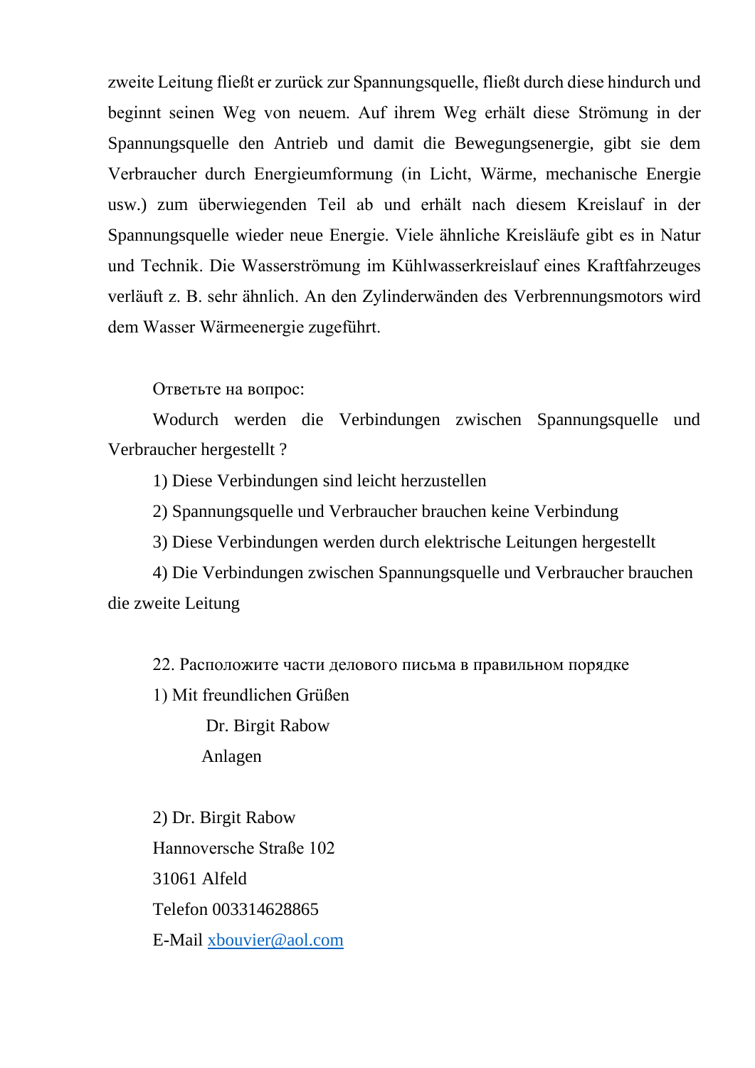zweite Leitung fließt er zurück zur Spannungsquelle, fließt durch diese hindurch und beginnt seinen Weg von neuem. Auf ihrem Weg erhält diese Strömung in der Spannungsquelle den Antrieb und damit die Bewegungsenergie, gibt sie dem Verbraucher durch Energieumformung (in Licht, Wärme, mechanische Energie usw.) zum überwiegenden Teil ab und erhält nach diesem Kreislauf in der Spannungsquelle wieder neue Energie. Viele ähnliche Kreisläufe gibt es in Natur und Technik. Die Wasserströmung im Kühlwasserkreislauf eines Kraftfahrzeuges verläuft z. B. sehr ähnlich. An den Zylinderwänden des Verbrennungsmotors wird dem Wasser Wärmeenergie zugeführt.

Ответьте на вопрос:

Wodurch werden die Verbindungen zwischen Spannungsquelle und Verbraucher hergestellt ?

1) Diese Verbindungen sind leicht herzustellen

2) Spannungsquelle und Verbraucher brauchen keine Verbindung

3) Diese Verbindungen werden durch elektrische Leitungen hergestellt

4) Die Verbindungen zwischen Spannungsquelle und Verbraucher brauchen die zweite Leitung

22. Расположите части делового письма в правильном порядке

1) Mit freundlichen Grüßen

Dr. Birgit Rabow

Anlagen

2) Dr. Birgit Rabow

Hannoversche Straße 102

31061 Alfeld

Telefon 003314628865

E-Mail xbouvier@aol.com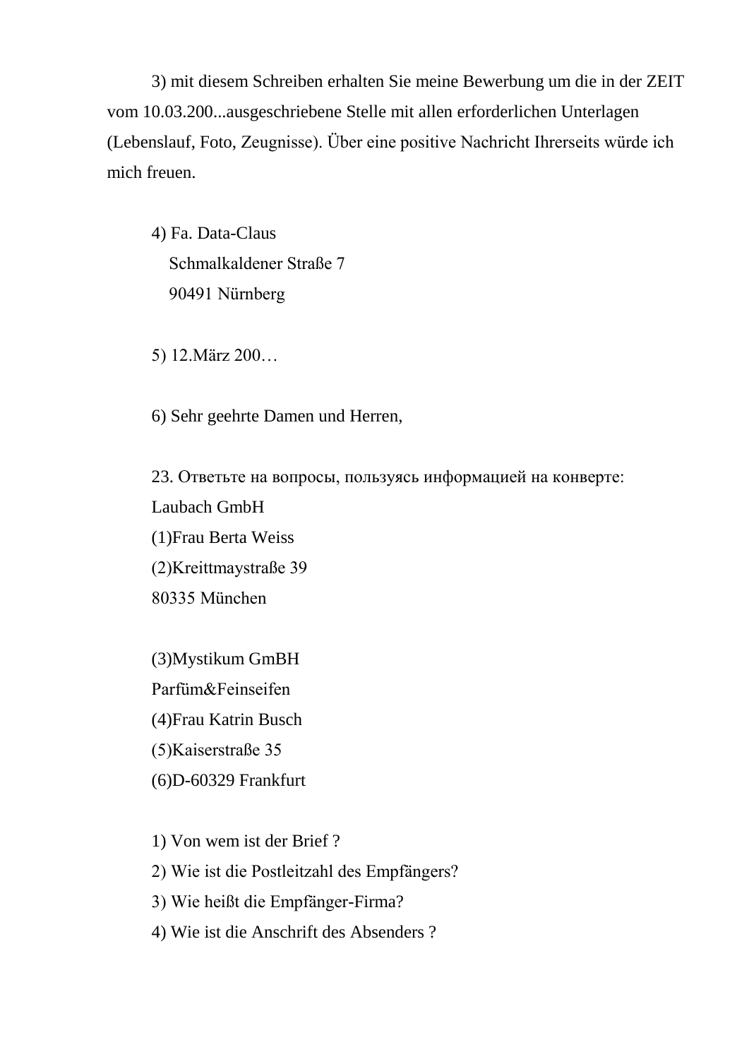3) mit diesem Schreiben erhalten Sie meine Bewerbung um die in der ZEIT vom 10.03.200...ausgeschriebene Stelle mit allen erforderlichen Unterlagen (Lebenslauf, Foto, Zeugnisse). Über eine positive Nachricht Ihrerseits würde ich mich freuen.

4) Fa. Data-Claus
Schmalkaldener Straße 7
90491 Nürnberg

5) 12.März 200…

6) Sehr geehrte Damen und Herren,

23. Ответьте на вопросы, пользуясь информацией на конверте:

Laubach GmbH
(1)Frau Berta Weiss
(2)Kreittmaystraße 39
80335 München

(3)Mystikum GmBH
Parfüm&Feinseifen
(4)Frau Katrin Busch
(5)Kaiserstraße 35
(6)D-60329 Frankfurt

1) Von wem ist der Brief ?
2) Wie ist die Postleitzahl des Empfängers?
3) Wie heißt die Empfänger-Firma?
4) Wie ist die Anschrift des Absenders ?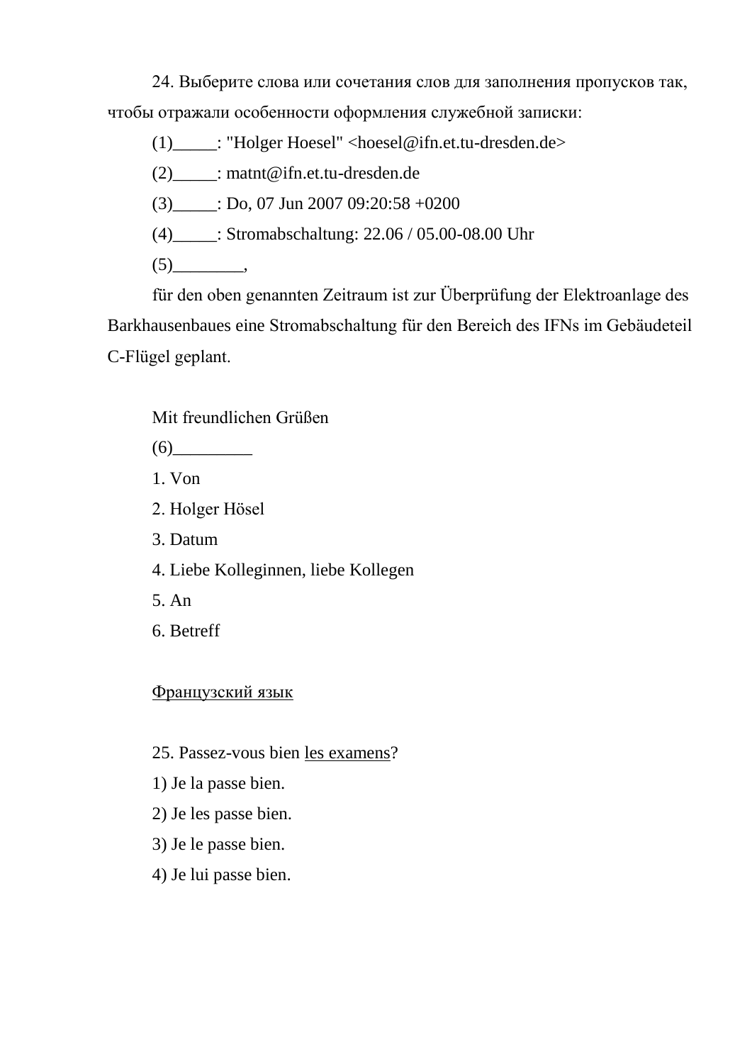24. Выберите слова или сочетания слов для заполнения пропусков так, чтобы отражали особенности оформления служебной записки:

(1)_____: "Holger Hoesel" <hoesel@ifn.et.tu-dresden.de>

(2)_____: matnt@ifn.et.tu-dresden.de

(3)_____: Do, 07 Jun 2007 09:20:58 +0200

(4)_____: Stromabschaltung: 22.06 / 05.00-08.00 Uhr

(5)________,

für den oben genannten Zeitraum ist zur Überprüfung der Elektroanlage des Barkhausenbaues eine Stromabschaltung für den Bereich des IFNs im Gebäudeteil C-Flügel geplant.

Mit freundlichen Grüßen

(6)_________

1. Von
2. Holger Hösel
3. Datum
4. Liebe Kolleginnen, liebe Kollegen
5. An
6. Betreff

<u>Французский язык</u>

25. Passez-vous bien <u>les examens</u>?

1) Je la passe bien.
2) Je les passe bien.
3) Je le passe bien.
4) Je lui passe bien.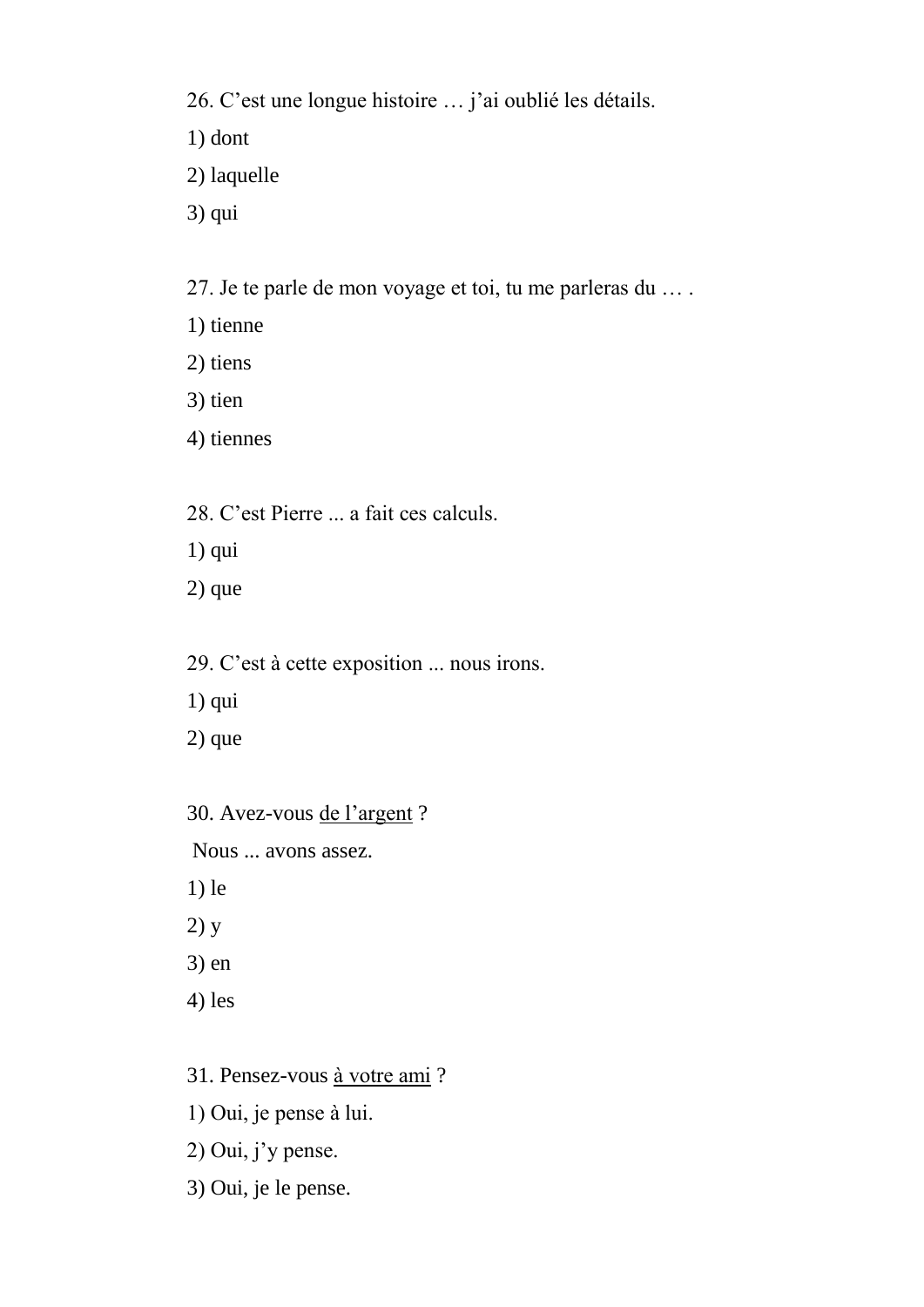26. C’est une longue histoire … j’ai oublié les détails.

1) dont

2) laquelle

3) qui

27. Je te parle de mon voyage et toi, tu me parleras du … .

1) tienne

2) tiens

3) tien

4) tiennes

28. C’est Pierre ... a fait ces calculs.

1) qui

2) que

29. C’est à cette exposition ... nous irons.

1) qui

2) que

30. Avez-vous <u>de l’argent</u> ?

Nous ... avons assez.

1) le

2) y

3) en

4) les

31. Pensez-vous <u>à votre ami</u> ?

1) Oui, je pense à lui.

2) Oui, j’y pense.

3) Oui, je le pense.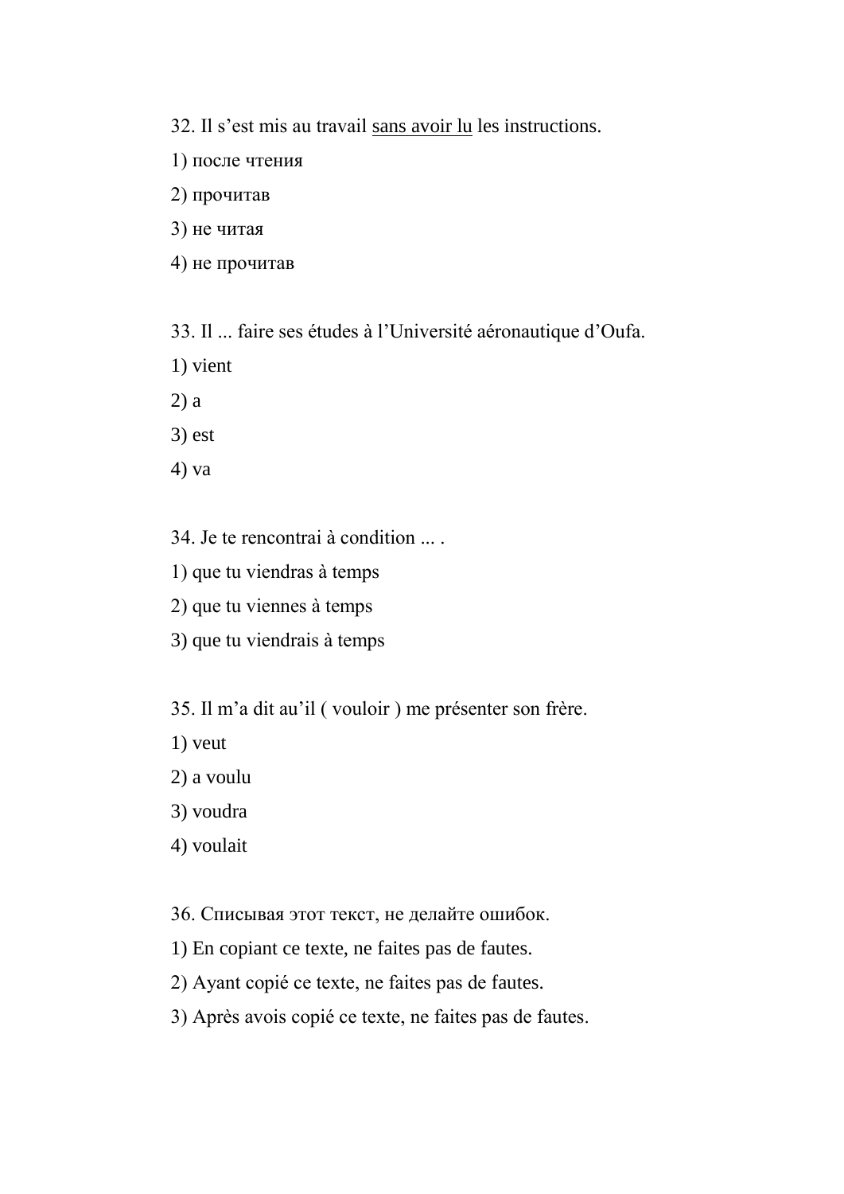32. Il s'est mis au travail <u>sans avoir lu</u> les instructions.

1) после чтения

2) прочитав

3) не читая

4) не прочитав

33. Il ... faire ses études à l'Université aéronautique d'Oufa.

1) vient

2) a

3) est

4) va

34. Je te rencontrai à condition ... .

1) que tu viendras à temps

2) que tu viennes à temps

3) que tu viendrais à temps

35. Il m'a dit au'il ( vouloir ) me présenter son frère.

1) veut

2) a voulu

3) voudra

4) voulait

36. Списывая этот текст, не делайте ошибок.

1) En copiant ce texte, ne faites pas de fautes.

2) Ayant copié ce texte, ne faites pas de fautes.

3) Après avois copié ce texte, ne faites pas de fautes.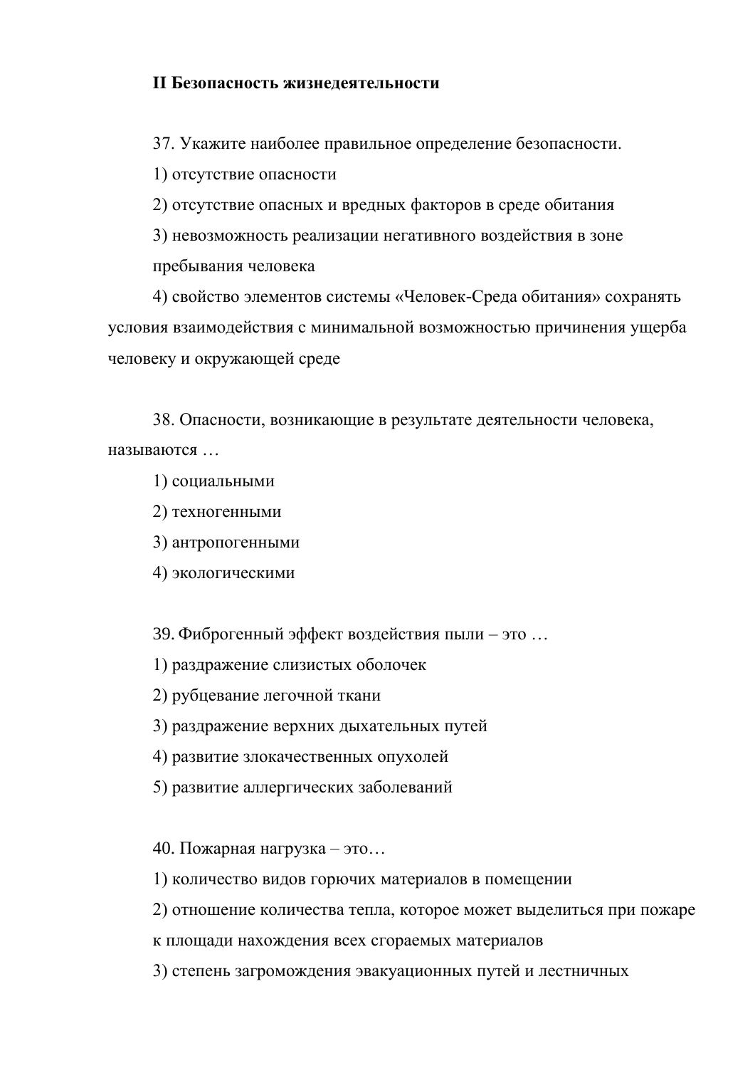## II Безопасность жизнедеятельности

37. Укажите наиболее правильное определение безопасности.

1) отсутствие опасности

2) отсутствие опасных и вредных факторов в среде обитания

3) невозможность реализации негативного воздействия в зоне пребывания человека

4) свойство элементов системы «Человек-Среда обитания» сохранять условия взаимодействия с минимальной возможностью причинения ущерба человеку и окружающей среде

38. Опасности, возникающие в результате деятельности человека, называются …

1) социальными

2) техногенными

3) антропогенными

4) экологическими

39. Фиброгенный эффект воздействия пыли – это …

1) раздражение слизистых оболочек

2) рубцевание легочной ткани

3) раздражение верхних дыхательных путей

4) развитие злокачественных опухолей

5) развитие аллергических заболеваний

40. Пожарная нагрузка – это…

1) количество видов горючих материалов в помещении

2) отношение количества тепла, которое может выделиться при пожаре к площади нахождения всех сгораемых материалов

3) степень загромождения эвакуационных путей и лестничных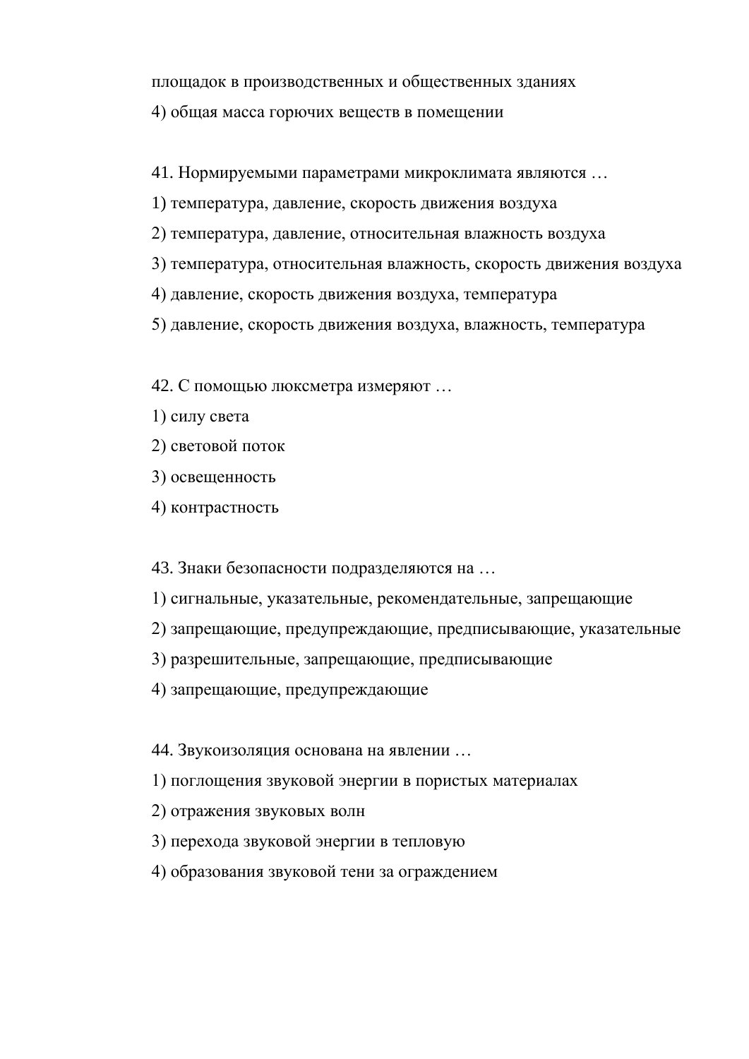площадок в производственных и общественных зданиях

4) общая масса горючих веществ в помещении

41. Нормируемыми параметрами микроклимата являются …

1) температура, давление, скорость движения воздуха

2) температура, давление, относительная влажность воздуха

3) температура, относительная влажность, скорость движения воздуха

4) давление, скорость движения воздуха, температура

5) давление, скорость движения воздуха, влажность, температура

42. С помощью люксметра измеряют …

1) силу света

2) световой поток

3) освещенность

4) контрастность

43. Знаки безопасности подразделяются на …

1) сигнальные, указательные, рекомендательные, запрещающие

2) запрещающие, предупреждающие, предписывающие, указательные

3) разрешительные, запрещающие, предписывающие

4) запрещающие, предупреждающие

44. Звукоизоляция основана на явлении …

1) поглощения звуковой энергии в пористых материалах

2) отражения звуковых волн

3) перехода звуковой энергии в тепловую

4) образования звуковой тени за ограждением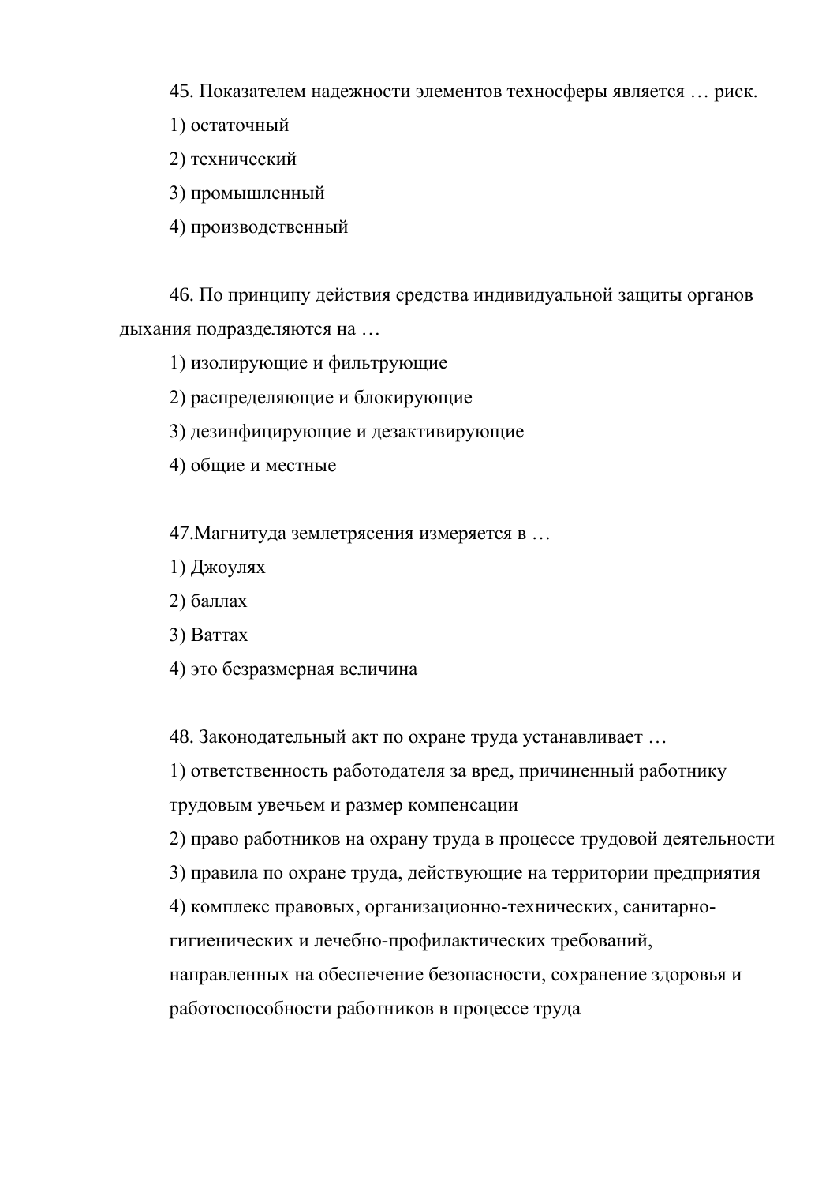45. Показателем надежности элементов техносферы является … риск.

1) остаточный

2) технический

3) промышленный

4) производственный

46. По принципу действия средства индивидуальной защиты органов дыхания подразделяются на …

1) изолирующие и фильтрующие

2) распределяющие и блокирующие

3) дезинфицирующие и дезактивирующие

4) общие и местные

47.Магнитуда землетрясения измеряется в …

1) Джоулях

2) баллах

3) Ваттах

4) это безразмерная величина

48. Законодательный акт по охране труда устанавливает …

1) ответственность работодателя за вред, причиненный работнику трудовым увечьем и размер компенсации

2) право работников на охрану труда в процессе трудовой деятельности

3) правила по охране труда, действующие на территории предприятия

4) комплекс правовых, организационно-технических, санитарно-гигиенических и лечебно-профилактических требований, направленных на обеспечение безопасности, сохранение здоровья и работоспособности работников в процессе труда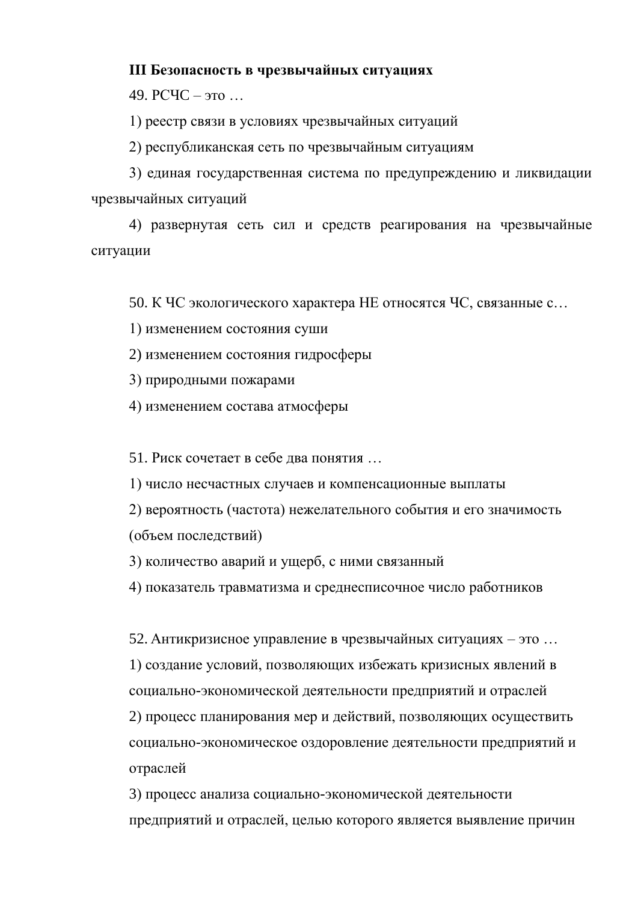## III Безопасность в чрезвычайных ситуациях

49. РСЧС – это …

1) реестр связи в условиях чрезвычайных ситуаций

2) республиканская сеть по чрезвычайным ситуациям

3) единая государственная система по предупреждению и ликвидации чрезвычайных ситуаций

4) развернутая сеть сил и средств реагирования на чрезвычайные ситуации

50. К ЧС экологического характера НЕ относятся ЧС, связанные с…

1) изменением состояния суши

2) изменением состояния гидросферы

3) природными пожарами

4) изменением состава атмосферы

51. Риск сочетает в себе два понятия …

1) число несчастных случаев и компенсационные выплаты

2) вероятность (частота) нежелательного события и его значимость (объем последствий)

3) количество аварий и ущерб, с ними связанный

4) показатель травматизма и среднесписочное число работников

52. Антикризисное управление в чрезвычайных ситуациях – это …

1) создание условий, позволяющих избежать кризисных явлений в социально-экономической деятельности предприятий и отраслей

2) процесс планирования мер и действий, позволяющих осуществить социально-экономическое оздоровление деятельности предприятий и отраслей

3) процесс анализа социально-экономической деятельности предприятий и отраслей, целью которого является выявление причин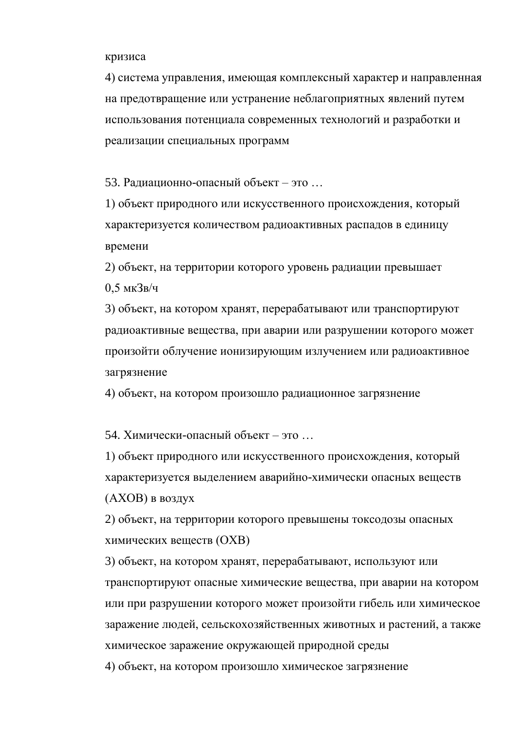кризиса

4) система управления, имеющая комплексный характер и направленная на предотвращение или устранение неблагоприятных явлений путем использования потенциала современных технологий и разработки и реализации специальных программ

53. Радиационно-опасный объект – это …

1) объект природного или искусственного происхождения, который характеризуется количеством радиоактивных распадов в единицу времени

2) объект, на территории которого уровень радиации превышает 0,5 мкЗв/ч

3) объект, на котором хранят, перерабатывают или транспортируют радиоактивные вещества, при аварии или разрушении которого может произойти облучение ионизирующим излучением или радиоактивное загрязнение

4) объект, на котором произошло радиационное загрязнение

54. Химически-опасный объект – это …

1) объект природного или искусственного происхождения, который характеризуется выделением аварийно-химически опасных веществ (АХОВ) в воздух

2) объект, на территории которого превышены токсодозы опасных химических веществ (ОХВ)

3) объект, на котором хранят, перерабатывают, используют или транспортируют опасные химические вещества, при аварии на котором или при разрушении которого может произойти гибель или химическое заражение людей, сельскохозяйственных животных и растений, а также химическое заражение окружающей природной среды

4) объект, на котором произошло химическое загрязнение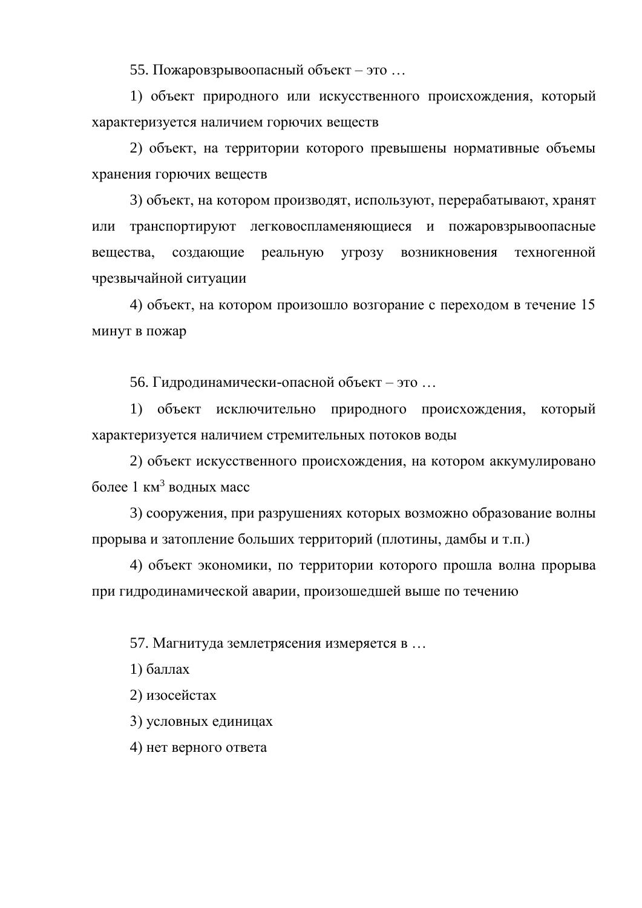55. Пожаровзрывоопасный объект – это …

1) объект природного или искусственного происхождения, который характеризуется наличием горючих веществ

2) объект, на территории которого превышены нормативные объемы хранения горючих веществ

3) объект, на котором производят, используют, перерабатывают, хранят или транспортируют легковоспламеняющиеся и пожаровзрывоопасные вещества, создающие реальную угрозу возникновения техногенной чрезвычайной ситуации

4) объект, на котором произошло возгорание с переходом в течение 15 минут в пожар

56. Гидродинамически-опасной объект – это …

1) объект исключительно природного происхождения, который характеризуется наличием стремительных потоков воды

2) объект искусственного происхождения, на котором аккумулировано более 1 км$^3$ водных масс

3) сооружения, при разрушениях которых возможно образование волны прорыва и затопление больших территорий (плотины, дамбы и т.п.)

4) объект экономики, по территории которого прошла волна прорыва при гидродинамической аварии, произошедшей выше по течению

57. Магнитуда землетрясения измеряется в …

1) баллах

2) изосейстах

3) условных единицах

4) нет верного ответа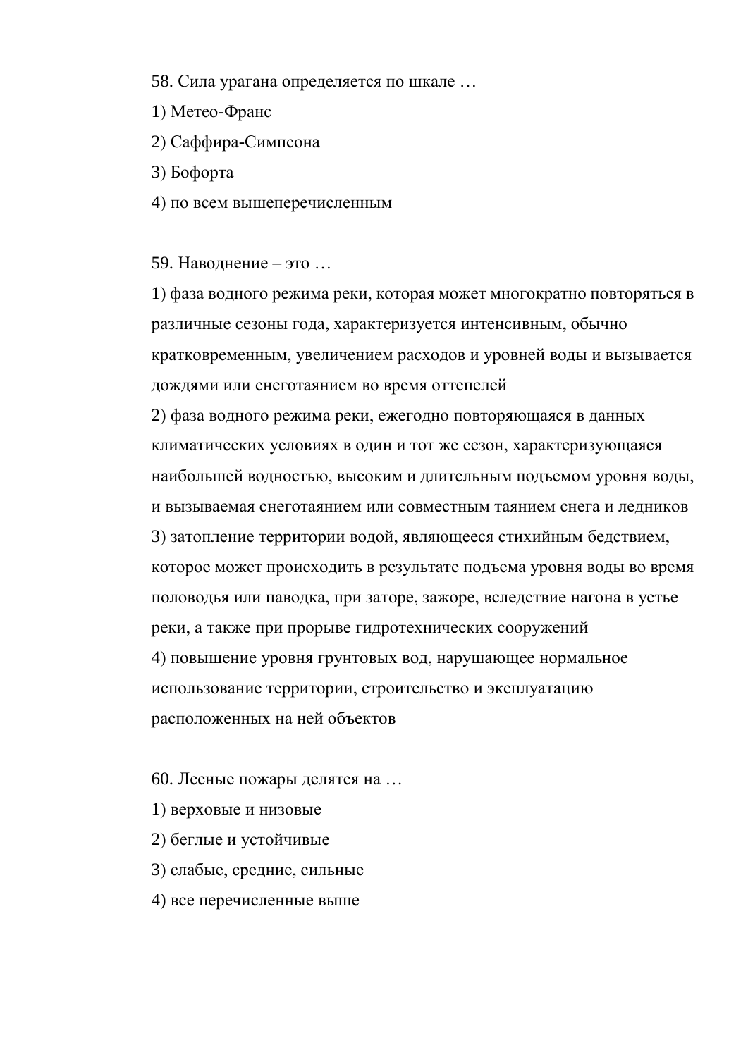58. Сила урагана определяется по шкале …

1) Метео-Франс

2) Саффира-Симпсона

3) Бофорта

4) по всем вышеперечисленным

59. Наводнение – это …

1) фаза водного режима реки, которая может многократно повторяться в различные сезоны года, характеризуется интенсивным, обычно кратковременным, увеличением расходов и уровней воды и вызывается дождями или снеготаянием во время оттепелей

2) фаза водного режима реки, ежегодно повторяющаяся в данных климатических условиях в один и тот же сезон, характеризующаяся наибольшей водностью, высоким и длительным подъемом уровня воды, и вызываемая снеготаянием или совместным таянием снега и ледников

3) затопление территории водой, являющееся стихийным бедствием, которое может происходить в результате подъема уровня воды во время половодья или паводка, при заторе, зажоре, вследствие нагона в устье реки, а также при прорыве гидротехнических сооружений

4) повышение уровня грунтовых вод, нарушающее нормальное использование территории, строительство и эксплуатацию расположенных на ней объектов

60. Лесные пожары делятся на …

1) верховые и низовые

2) беглые и устойчивые

3) слабые, средние, сильные

4) все перечисленные выше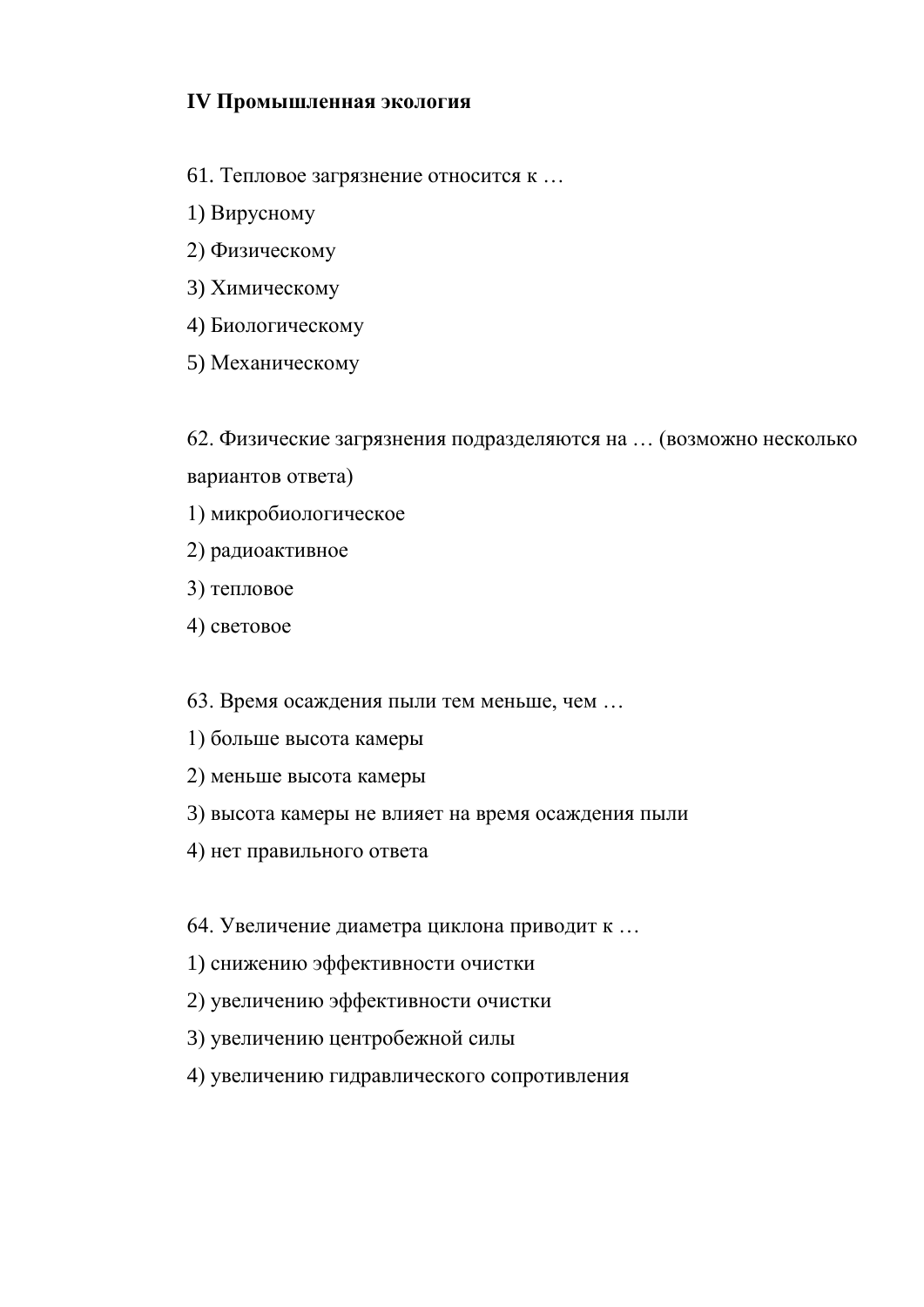**IV Промышленная экология**

61. Тепловое загрязнение относится к …

1) Вирусному
2) Физическому
3) Химическому
4) Биологическому
5) Механическому

62. Физические загрязнения подразделяются на … (возможно несколько вариантов ответа)

1) микробиологическое
2) радиоактивное
3) тепловое
4) световое

63. Время осаждения пыли тем меньше, чем …

1) больше высота камеры
2) меньше высота камеры
3) высота камеры не влияет на время осаждения пыли
4) нет правильного ответа

64. Увеличение диаметра циклона приводит к …

1) снижению эффективности очистки
2) увеличению эффективности очистки
3) увеличению центробежной силы
4) увеличению гидравлического сопротивления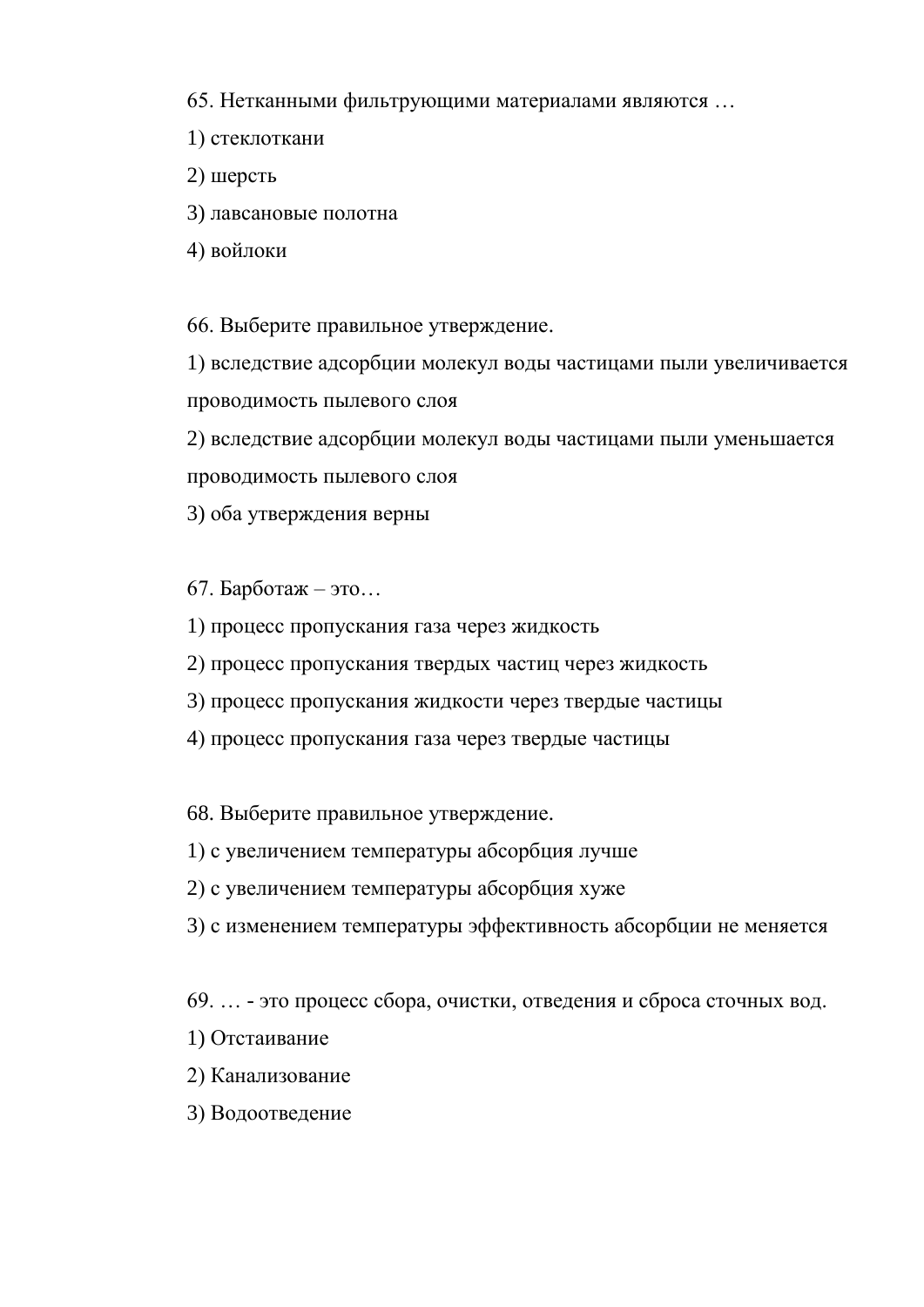65. Нетканными фильтрующими материалами являются …

1) стеклоткани

2) шерсть

3) лавсановые полотна

4) войлоки

66. Выберите правильное утверждение.

1) вследствие адсорбции молекул воды частицами пыли увеличивается проводимость пылевого слоя

2) вследствие адсорбции молекул воды частицами пыли уменьшается проводимость пылевого слоя

3) оба утверждения верны

67. Барботаж – это…

1) процесс пропускания газа через жидкость

2) процесс пропускания твердых частиц через жидкость

3) процесс пропускания жидкости через твердые частицы

4) процесс пропускания газа через твердые частицы

68. Выберите правильное утверждение.

1) с увеличением температуры абсорбция лучше

2) с увеличением температуры абсорбция хуже

3) с изменением температуры эффективность абсорбции не меняется

69. … - это процесс сбора, очистки, отведения и сброса сточных вод.

1) Отстаивание

2) Канализование

3) Водоотведение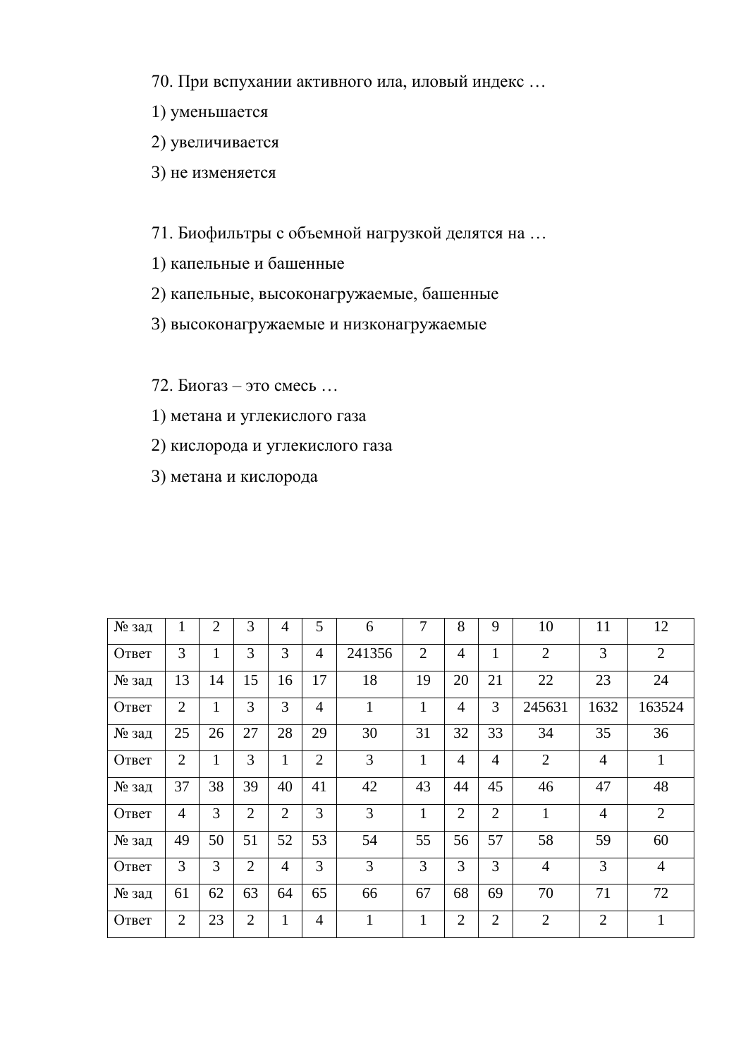70. При вспухании активного ила, иловый индекс …

1) уменьшается

2) увеличивается

3) не изменяется

71. Биофильтры с объемной нагрузкой делятся на …

1) капельные и башенные

2) капельные, высоконагружаемые, башенные

3) высоконагружаемые и низконагружаемые

72. Биогаз – это смесь …

1) метана и углекислого газа

2) кислорода и углекислого газа

3) метана и кислорода

| | | | | | | | | | | | | |
|---|---|---|---|---|---|---|---|---|---|---|---|---|
| № зад | 1 | 2 | 3 | 4 | 5 | 6 | 7 | 8 | 9 | 10 | 11 | 12 |
| Ответ | 3 | 1 | 3 | 3 | 4 | 241356 | 2 | 4 | 1 | 2 | 3 | 2 |
| № зад | 13 | 14 | 15 | 16 | 17 | 18 | 19 | 20 | 21 | 22 | 23 | 24 |
| Ответ | 2 | 1 | 3 | 3 | 4 | 1 | 1 | 4 | 3 | 245631 | 1632 | 163524 |
| № зад | 25 | 26 | 27 | 28 | 29 | 30 | 31 | 32 | 33 | 34 | 35 | 36 |
| Ответ | 2 | 1 | 3 | 1 | 2 | 3 | 1 | 4 | 4 | 2 | 4 | 1 |
| № зад | 37 | 38 | 39 | 40 | 41 | 42 | 43 | 44 | 45 | 46 | 47 | 48 |
| Ответ | 4 | 3 | 2 | 2 | 3 | 3 | 1 | 2 | 2 | 1 | 4 | 2 |
| № зад | 49 | 50 | 51 | 52 | 53 | 54 | 55 | 56 | 57 | 58 | 59 | 60 |
| Ответ | 3 | 3 | 2 | 4 | 3 | 3 | 3 | 3 | 3 | 4 | 3 | 4 |
| № зад | 61 | 62 | 63 | 64 | 65 | 66 | 67 | 68 | 69 | 70 | 71 | 72 |
| Ответ | 2 | 23 | 2 | 1 | 4 | 1 | 1 | 2 | 2 | 2 | 2 | 1 |